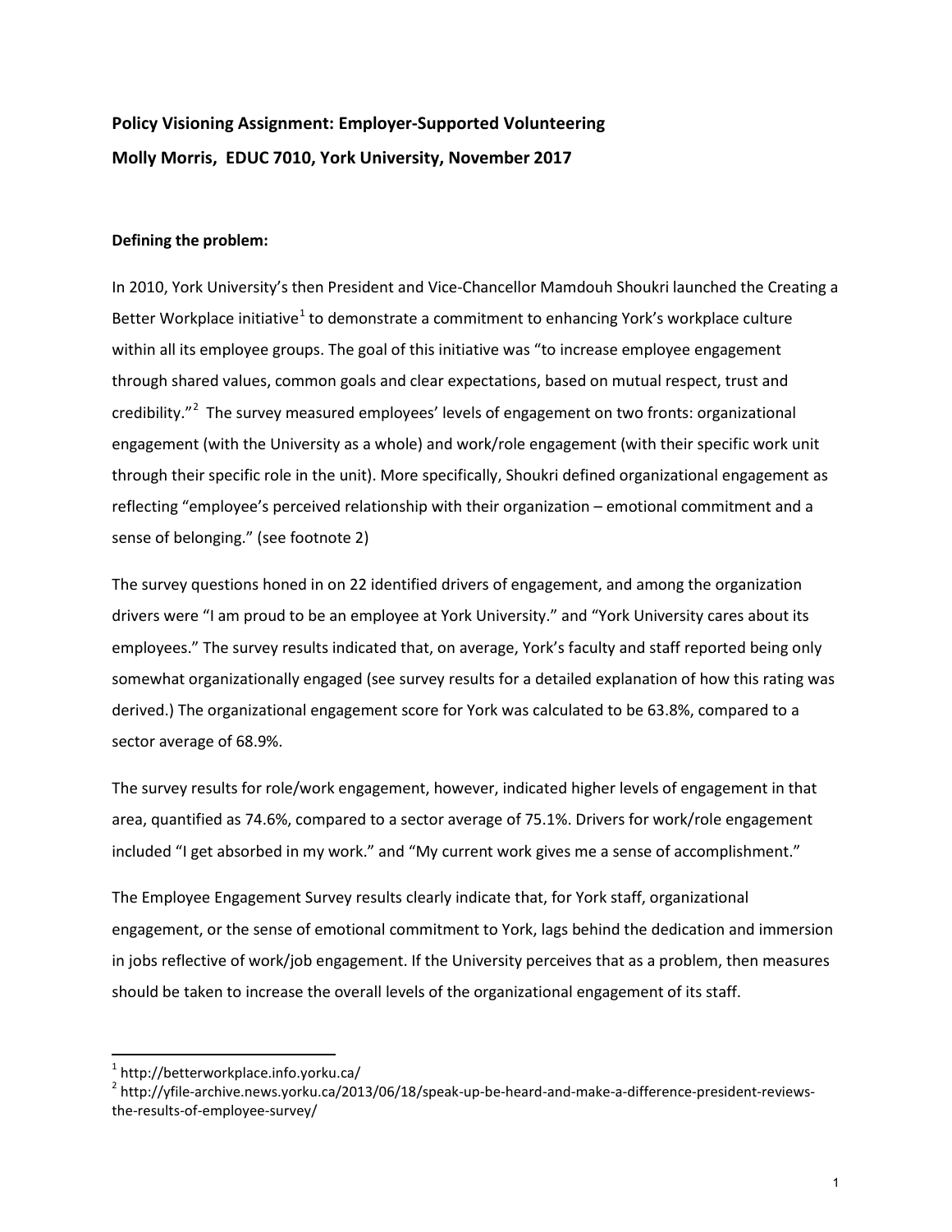**Policy Visioning Assignment: Employer-Supported Volunteering**

**Molly Morris, EDUC 7010, York University, November 2017**

**Defining the problem:**

In 2010, York University's then President and Vice-Chancellor Mamdouh Shoukri launched the Creating a Better Workplace initiative[1] to demonstrate a commitment to enhancing York's workplace culture within all its employee groups. The goal of this initiative was "to increase employee engagement through shared values, common goals and clear expectations, based on mutual respect, trust and credibility."[2] The survey measured employees' levels of engagement on two fronts: organizational engagement (with the University as a whole) and work/role engagement (with their specific work unit through their specific role in the unit). More specifically, Shoukri defined organizational engagement as reflecting "employee's perceived relationship with their organization – emotional commitment and a sense of belonging." (see footnote 2)

The survey questions honed in on 22 identified drivers of engagement, and among the organization drivers were "I am proud to be an employee at York University." and "York University cares about its employees." The survey results indicated that, on average, York's faculty and staff reported being only somewhat organizationally engaged (see survey results for a detailed explanation of how this rating was derived.) The organizational engagement score for York was calculated to be 63.8%, compared to a sector average of 68.9%.

The survey results for role/work engagement, however, indicated higher levels of engagement in that area, quantified as 74.6%, compared to a sector average of 75.1%. Drivers for work/role engagement included "I get absorbed in my work." and "My current work gives me a sense of accomplishment."

The Employee Engagement Survey results clearly indicate that, for York staff, organizational engagement, or the sense of emotional commitment to York, lags behind the dedication and immersion in jobs reflective of work/job engagement. If the University perceives that as a problem, then measures should be taken to increase the overall levels of the organizational engagement of its staff.

---

[1] http://betterworkplace.info.yorku.ca/

[2] http://yfile-archive.news.yorku.ca/2013/06/18/speak-up-be-heard-and-make-a-difference-president-reviews-the-results-of-employee-survey/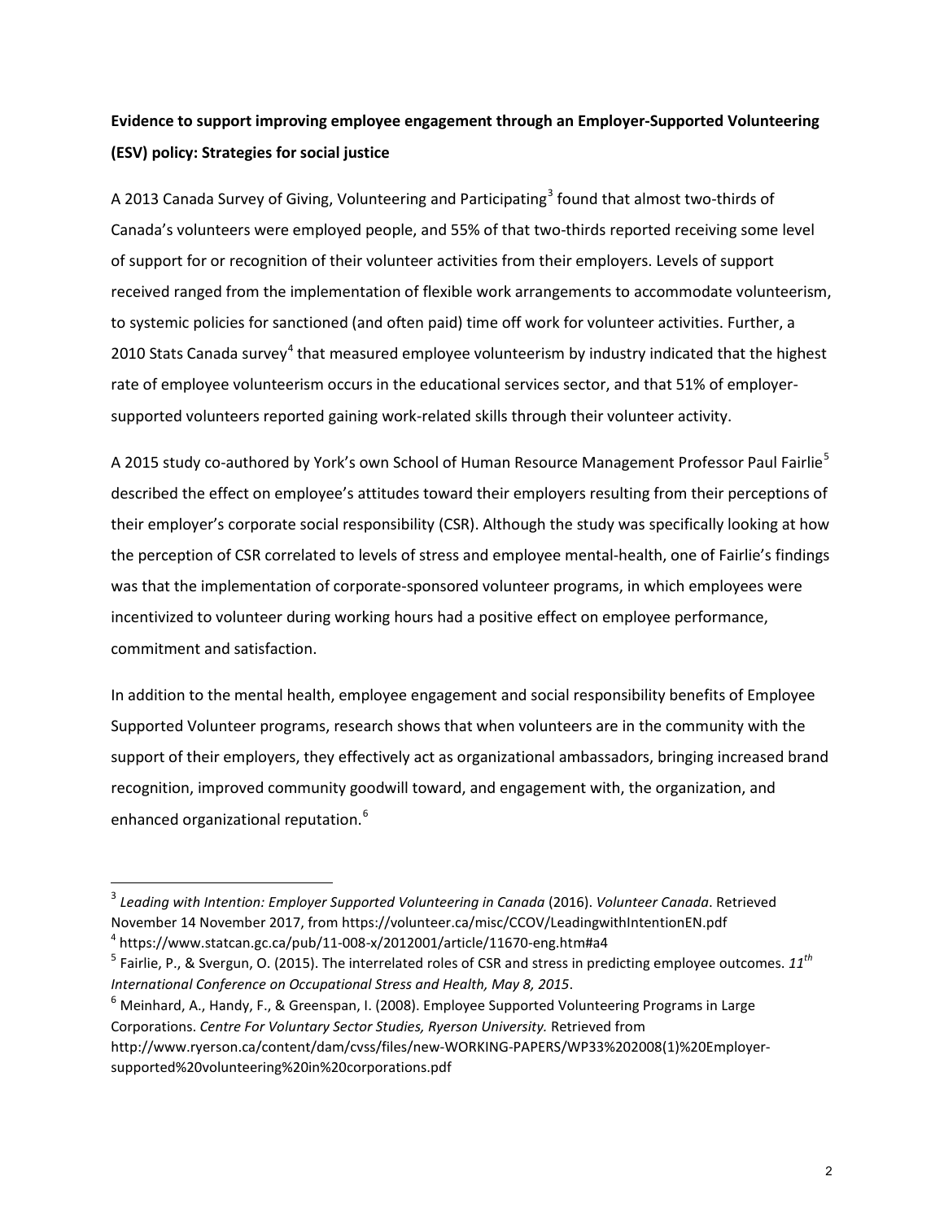**Evidence to support improving employee engagement through an Employer-Supported Volunteering (ESV) policy: Strategies for social justice**

A 2013 Canada Survey of Giving, Volunteering and Participating[3] found that almost two-thirds of Canada's volunteers were employed people, and 55% of that two-thirds reported receiving some level of support for or recognition of their volunteer activities from their employers. Levels of support received ranged from the implementation of flexible work arrangements to accommodate volunteerism, to systemic policies for sanctioned (and often paid) time off work for volunteer activities. Further, a 2010 Stats Canada survey[4] that measured employee volunteerism by industry indicated that the highest rate of employee volunteerism occurs in the educational services sector, and that 51% of employer-supported volunteers reported gaining work-related skills through their volunteer activity.

A 2015 study co-authored by York's own School of Human Resource Management Professor Paul Fairlie[5] described the effect on employee's attitudes toward their employers resulting from their perceptions of their employer's corporate social responsibility (CSR). Although the study was specifically looking at how the perception of CSR correlated to levels of stress and employee mental-health, one of Fairlie's findings was that the implementation of corporate-sponsored volunteer programs, in which employees were incentivized to volunteer during working hours had a positive effect on employee performance, commitment and satisfaction.

In addition to the mental health, employee engagement and social responsibility benefits of Employee Supported Volunteer programs, research shows that when volunteers are in the community with the support of their employers, they effectively act as organizational ambassadors, bringing increased brand recognition, improved community goodwill toward, and engagement with, the organization, and enhanced organizational reputation.[6]

---

[3] *Leading with Intention: Employer Supported Volunteering in Canada* (2016). *Volunteer Canada*. Retrieved November 14 November 2017, from https://volunteer.ca/misc/CCOV/LeadingwithIntentionEN.pdf

[4] https://www.statcan.gc.ca/pub/11-008-x/2012001/article/11670-eng.htm#a4

[5] Fairlie, P., & Svergun, O. (2015). The interrelated roles of CSR and stress in predicting employee outcomes. *11th International Conference on Occupational Stress and Health, May 8, 2015*.

[6] Meinhard, A., Handy, F., & Greenspan, I. (2008). Employee Supported Volunteering Programs in Large Corporations. *Centre For Voluntary Sector Studies, Ryerson University.* Retrieved from http://www.ryerson.ca/content/dam/cvss/files/new-WORKING-PAPERS/WP33%202008(1)%20Employer-supported%20volunteering%20in%20corporations.pdf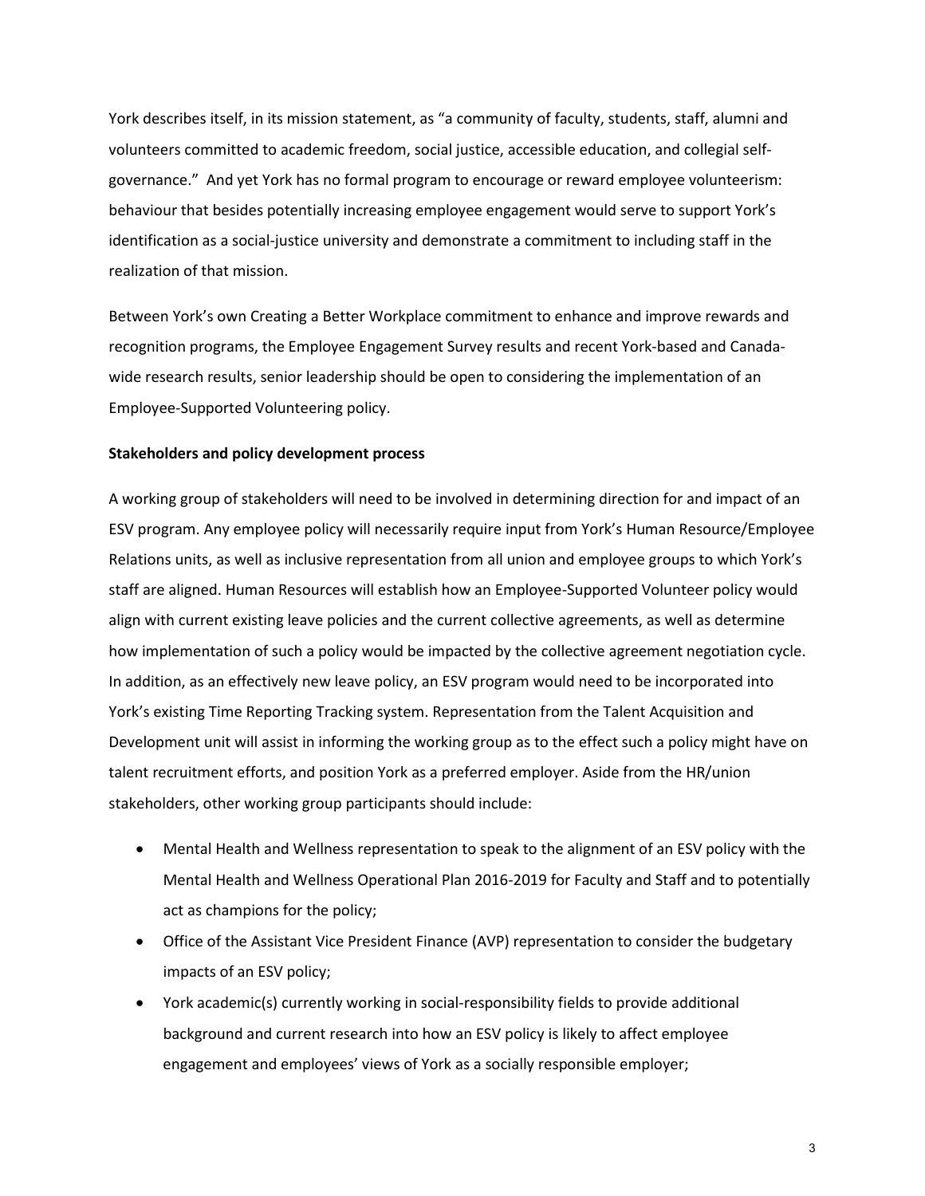York describes itself, in its mission statement, as "a community of faculty, students, staff, alumni and volunteers committed to academic freedom, social justice, accessible education, and collegial self-governance." And yet York has no formal program to encourage or reward employee volunteerism: behaviour that besides potentially increasing employee engagement would serve to support York's identification as a social-justice university and demonstrate a commitment to including staff in the realization of that mission.

Between York's own Creating a Better Workplace commitment to enhance and improve rewards and recognition programs, the Employee Engagement Survey results and recent York-based and Canada-wide research results, senior leadership should be open to considering the implementation of an Employee-Supported Volunteering policy.

**Stakeholders and policy development process**

A working group of stakeholders will need to be involved in determining direction for and impact of an ESV program. Any employee policy will necessarily require input from York's Human Resource/Employee Relations units, as well as inclusive representation from all union and employee groups to which York's staff are aligned. Human Resources will establish how an Employee-Supported Volunteer policy would align with current existing leave policies and the current collective agreements, as well as determine how implementation of such a policy would be impacted by the collective agreement negotiation cycle. In addition, as an effectively new leave policy, an ESV program would need to be incorporated into York's existing Time Reporting Tracking system. Representation from the Talent Acquisition and Development unit will assist in informing the working group as to the effect such a policy might have on talent recruitment efforts, and position York as a preferred employer. Aside from the HR/union stakeholders, other working group participants should include:

- Mental Health and Wellness representation to speak to the alignment of an ESV policy with the Mental Health and Wellness Operational Plan 2016-2019 for Faculty and Staff and to potentially act as champions for the policy;
- Office of the Assistant Vice President Finance (AVP) representation to consider the budgetary impacts of an ESV policy;
- York academic(s) currently working in social-responsibility fields to provide additional background and current research into how an ESV policy is likely to affect employee engagement and employees' views of York as a socially responsible employer;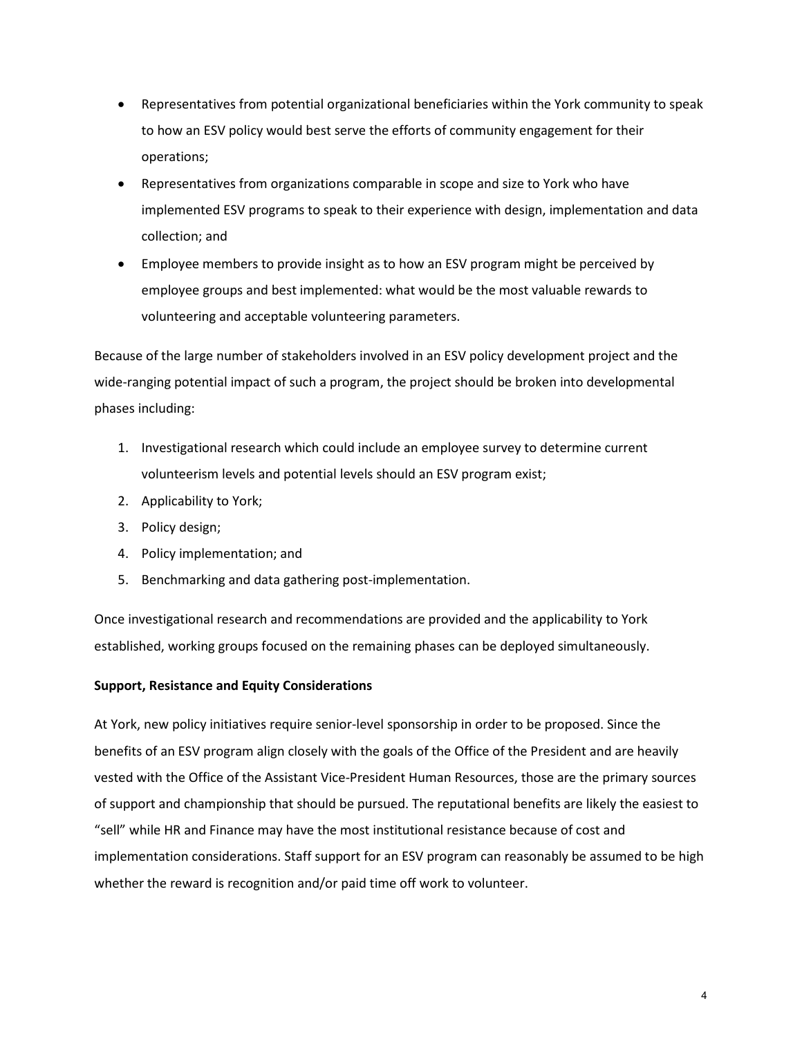- Representatives from potential organizational beneficiaries within the York community to speak to how an ESV policy would best serve the efforts of community engagement for their operations;
- Representatives from organizations comparable in scope and size to York who have implemented ESV programs to speak to their experience with design, implementation and data collection; and
- Employee members to provide insight as to how an ESV program might be perceived by employee groups and best implemented: what would be the most valuable rewards to volunteering and acceptable volunteering parameters.

Because of the large number of stakeholders involved in an ESV policy development project and the wide-ranging potential impact of such a program, the project should be broken into developmental phases including:

1. Investigational research which could include an employee survey to determine current volunteerism levels and potential levels should an ESV program exist;
2. Applicability to York;
3. Policy design;
4. Policy implementation; and
5. Benchmarking and data gathering post-implementation.

Once investigational research and recommendations are provided and the applicability to York established, working groups focused on the remaining phases can be deployed simultaneously.

**Support, Resistance and Equity Considerations**

At York, new policy initiatives require senior-level sponsorship in order to be proposed. Since the benefits of an ESV program align closely with the goals of the Office of the President and are heavily vested with the Office of the Assistant Vice-President Human Resources, those are the primary sources of support and championship that should be pursued. The reputational benefits are likely the easiest to "sell" while HR and Finance may have the most institutional resistance because of cost and implementation considerations. Staff support for an ESV program can reasonably be assumed to be high whether the reward is recognition and/or paid time off work to volunteer.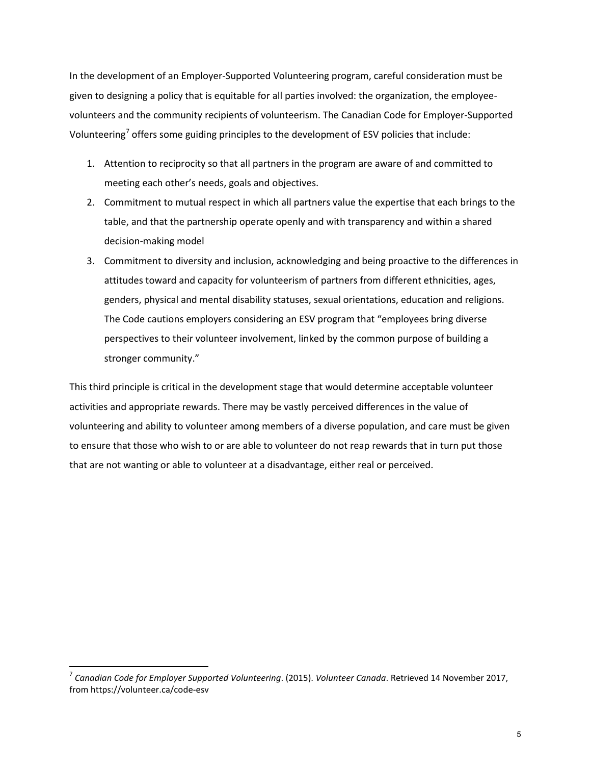In the development of an Employer-Supported Volunteering program, careful consideration must be given to designing a policy that is equitable for all parties involved: the organization, the employee-volunteers and the community recipients of volunteerism. The Canadian Code for Employer-Supported Volunteering[7] offers some guiding principles to the development of ESV policies that include:

1. Attention to reciprocity so that all partners in the program are aware of and committed to meeting each other's needs, goals and objectives.
2. Commitment to mutual respect in which all partners value the expertise that each brings to the table, and that the partnership operate openly and with transparency and within a shared decision-making model
3. Commitment to diversity and inclusion, acknowledging and being proactive to the differences in attitudes toward and capacity for volunteerism of partners from different ethnicities, ages, genders, physical and mental disability statuses, sexual orientations, education and religions. The Code cautions employers considering an ESV program that "employees bring diverse perspectives to their volunteer involvement, linked by the common purpose of building a stronger community."

This third principle is critical in the development stage that would determine acceptable volunteer activities and appropriate rewards. There may be vastly perceived differences in the value of volunteering and ability to volunteer among members of a diverse population, and care must be given to ensure that those who wish to or are able to volunteer do not reap rewards that in turn put those that are not wanting or able to volunteer at a disadvantage, either real or perceived.

---

[7] *Canadian Code for Employer Supported Volunteering*. (2015). *Volunteer Canada*. Retrieved 14 November 2017, from https://volunteer.ca/code-esv